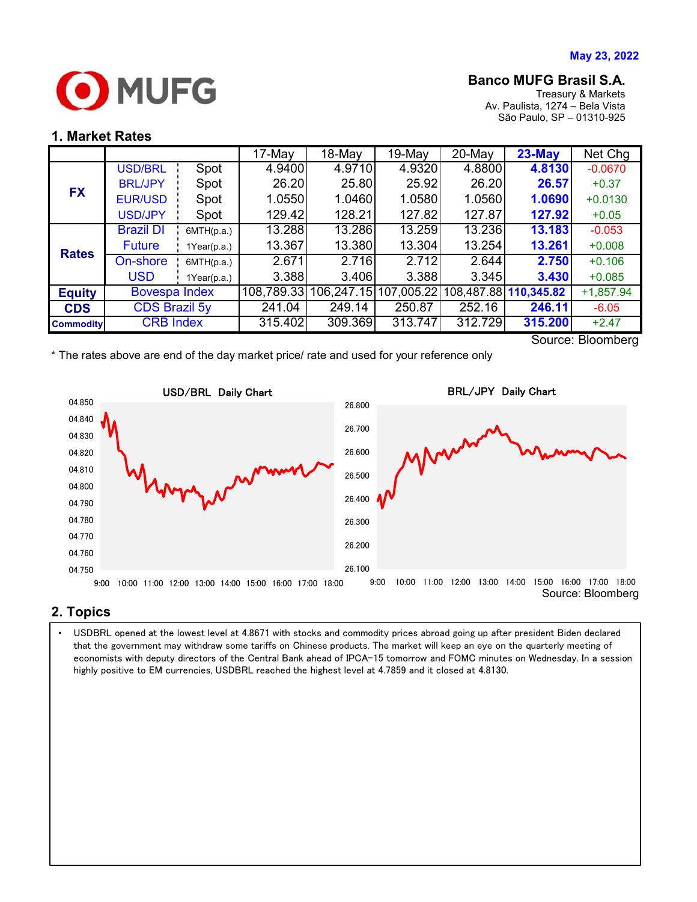May 23, 2022

**Banco MUFG Brasil S.A.**
Treasury & Markets
Av. Paulista, 1274 – Bela Vista
São Paulo, SP – 01310-925

## 1. Market Rates

| | | | 17-May | 18-May | 19-May | 20-May | 23-May | Net Chg |
|---|---|---|---|---|---|---|---|---|
| FX | USD/BRL | Spot | 4.9400 | 4.9710 | 4.9320 | 4.8800 | **4.8130** | -0.0670 |
| | BRL/JPY | Spot | 26.20 | 25.80 | 25.92 | 26.20 | **26.57** | +0.37 |
| | EUR/USD | Spot | 1.0550 | 1.0460 | 1.0580 | 1.0560 | **1.0690** | +0.0130 |
| | USD/JPY | Spot | 129.42 | 128.21 | 127.82 | 127.87 | **127.92** | +0.05 |
| Rates | Brazil DI Future | 6MTH(p.a.) | 13.288 | 13.286 | 13.259 | 13.236 | **13.183** | -0.053 |
| | | 1Year(p.a.) | 13.367 | 13.380 | 13.304 | 13.254 | **13.261** | +0.008 |
| | On-shore USD | 6MTH(p.a.) | 2.671 | 2.716 | 2.712 | 2.644 | **2.750** | +0.106 |
| | | 1Year(p.a.) | 3.388 | 3.406 | 3.388 | 3.345 | **3.430** | +0.085 |
| Equity | Bovespa Index | | 108,789.33 | 106,247.15 | 107,005.22 | 108,487.88 | **110,345.82** | +1,857.94 |
| CDS | CDS Brazil 5y | | 241.04 | 249.14 | 250.87 | 252.16 | **246.11** | -6.05 |
| Commodity | CRB Index | | 315.402 | 309.369 | 313.747 | 312.729 | **315.200** | +2.47 |

Source: Bloomberg

\* The rates above are end of the day market price/ rate and used for your reference only

USD/BRL Daily Chart

BRL/JPY Daily Chart

Source: Bloomberg

## 2. Topics

- USDBRL opened at the lowest level at 4.8671 with stocks and commodity prices abroad going up after president Biden declared that the government may withdraw some tariffs on Chinese products. The market will keep an eye on the quarterly meeting of economists with deputy directors of the Central Bank ahead of IPCA-15 tomorrow and FOMC minutes on Wednesday. In a session highly positive to EM currencies, USDBRL reached the highest level at 4.7859 and it closed at 4.8130.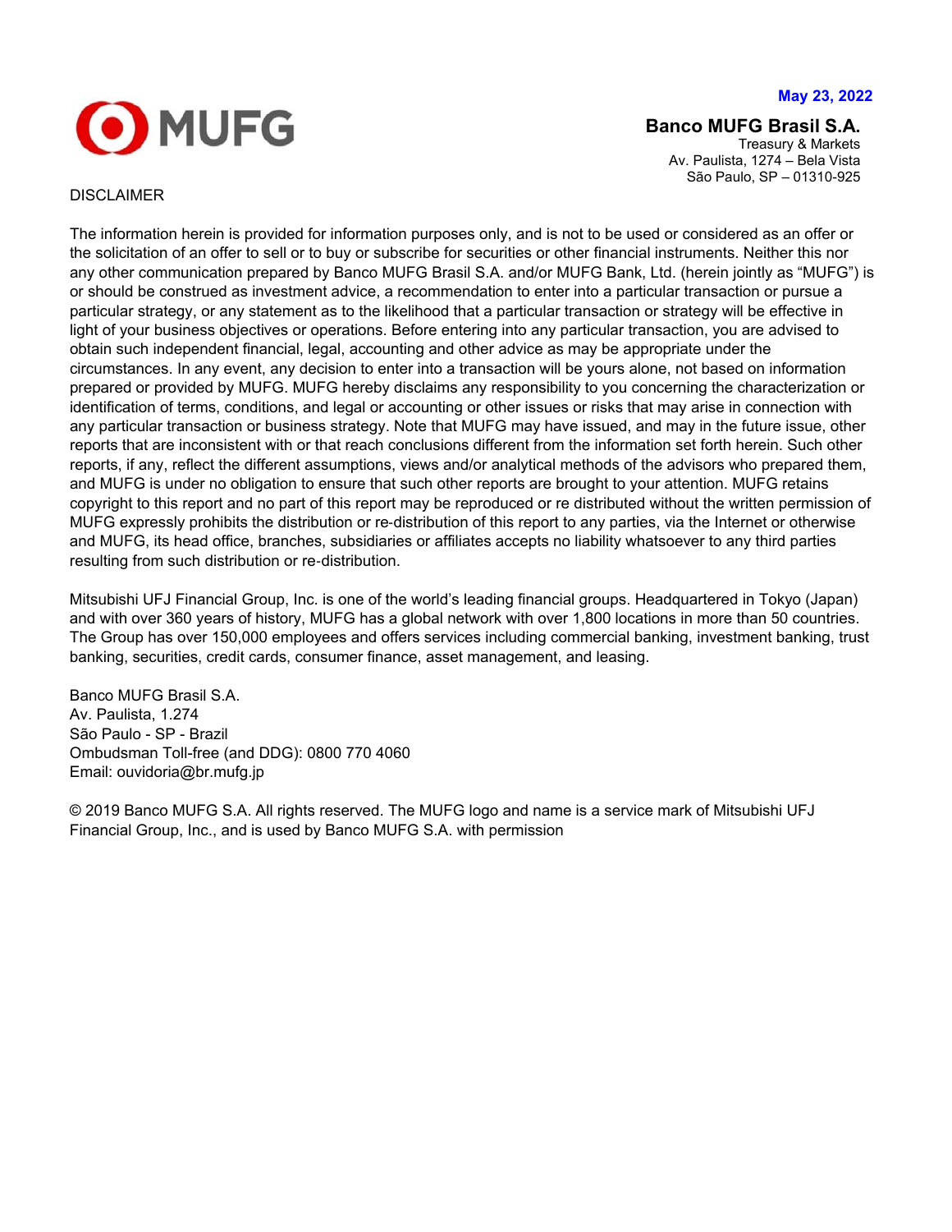**May 23, 2022**

**Banco MUFG Brasil S.A.**
Treasury & Markets
Av. Paulista, 1274 – Bela Vista
São Paulo, SP – 01310-925

DISCLAIMER

The information herein is provided for information purposes only, and is not to be used or considered as an offer or the solicitation of an offer to sell or to buy or subscribe for securities or other financial instruments. Neither this nor any other communication prepared by Banco MUFG Brasil S.A. and/or MUFG Bank, Ltd. (herein jointly as "MUFG") is or should be construed as investment advice, a recommendation to enter into a particular transaction or pursue a particular strategy, or any statement as to the likelihood that a particular transaction or strategy will be effective in light of your business objectives or operations. Before entering into any particular transaction, you are advised to obtain such independent financial, legal, accounting and other advice as may be appropriate under the circumstances. In any event, any decision to enter into a transaction will be yours alone, not based on information prepared or provided by MUFG. MUFG hereby disclaims any responsibility to you concerning the characterization or identification of terms, conditions, and legal or accounting or other issues or risks that may arise in connection with any particular transaction or business strategy. Note that MUFG may have issued, and may in the future issue, other reports that are inconsistent with or that reach conclusions different from the information set forth herein. Such other reports, if any, reflect the different assumptions, views and/or analytical methods of the advisors who prepared them, and MUFG is under no obligation to ensure that such other reports are brought to your attention. MUFG retains copyright to this report and no part of this report may be reproduced or re distributed without the written permission of MUFG expressly prohibits the distribution or re-distribution of this report to any parties, via the Internet or otherwise and MUFG, its head office, branches, subsidiaries or affiliates accepts no liability whatsoever to any third parties resulting from such distribution or re-distribution.

Mitsubishi UFJ Financial Group, Inc. is one of the world's leading financial groups. Headquartered in Tokyo (Japan) and with over 360 years of history, MUFG has a global network with over 1,800 locations in more than 50 countries. The Group has over 150,000 employees and offers services including commercial banking, investment banking, trust banking, securities, credit cards, consumer finance, asset management, and leasing.

Banco MUFG Brasil S.A.
Av. Paulista, 1.274
São Paulo - SP - Brazil
Ombudsman Toll-free (and DDG): 0800 770 4060
Email: ouvidoria@br.mufg.jp

© 2019 Banco MUFG S.A. All rights reserved. The MUFG logo and name is a service mark of Mitsubishi UFJ Financial Group, Inc., and is used by Banco MUFG S.A. with permission